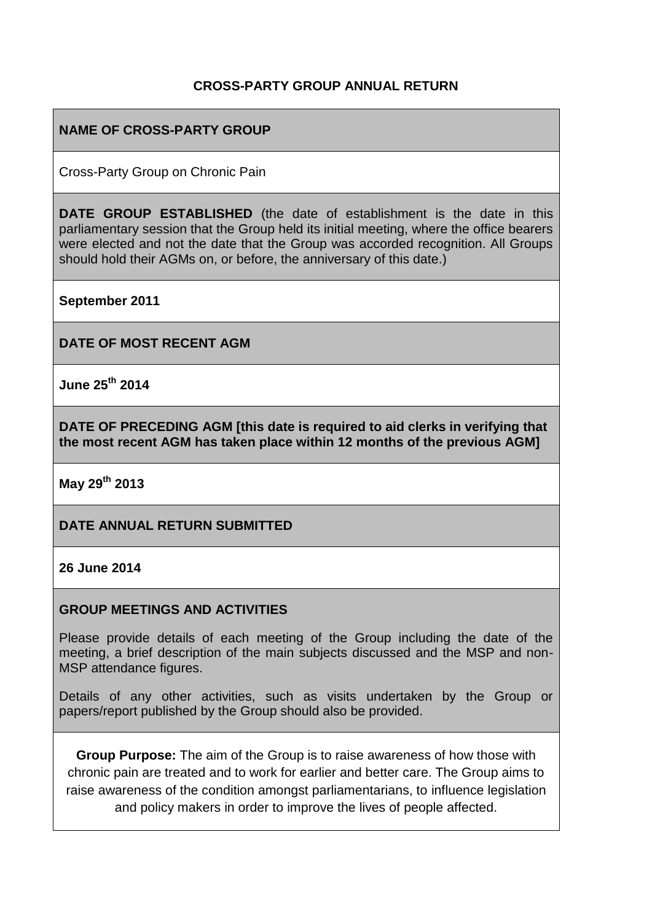# CROSS-PARTY GROUP ANNUAL RETURN

**NAME OF CROSS-PARTY GROUP**

Cross-Party Group on Chronic Pain

**DATE GROUP ESTABLISHED** (the date of establishment is the date in this parliamentary session that the Group held its initial meeting, where the office bearers were elected and not the date that the Group was accorded recognition. All Groups should hold their AGMs on, or before, the anniversary of this date.)

**September 2011**

**DATE OF MOST RECENT AGM**

**June 25th 2014**

**DATE OF PRECEDING AGM [this date is required to aid clerks in verifying that the most recent AGM has taken place within 12 months of the previous AGM]**

**May 29th 2013**

**DATE ANNUAL RETURN SUBMITTED**

**26 June 2014**

**GROUP MEETINGS AND ACTIVITIES**

Please provide details of each meeting of the Group including the date of the meeting, a brief description of the main subjects discussed and the MSP and non-MSP attendance figures.

Details of any other activities, such as visits undertaken by the Group or papers/report published by the Group should also be provided.

**Group Purpose:** The aim of the Group is to raise awareness of how those with chronic pain are treated and to work for earlier and better care. The Group aims to raise awareness of the condition amongst parliamentarians, to influence legislation and policy makers in order to improve the lives of people affected.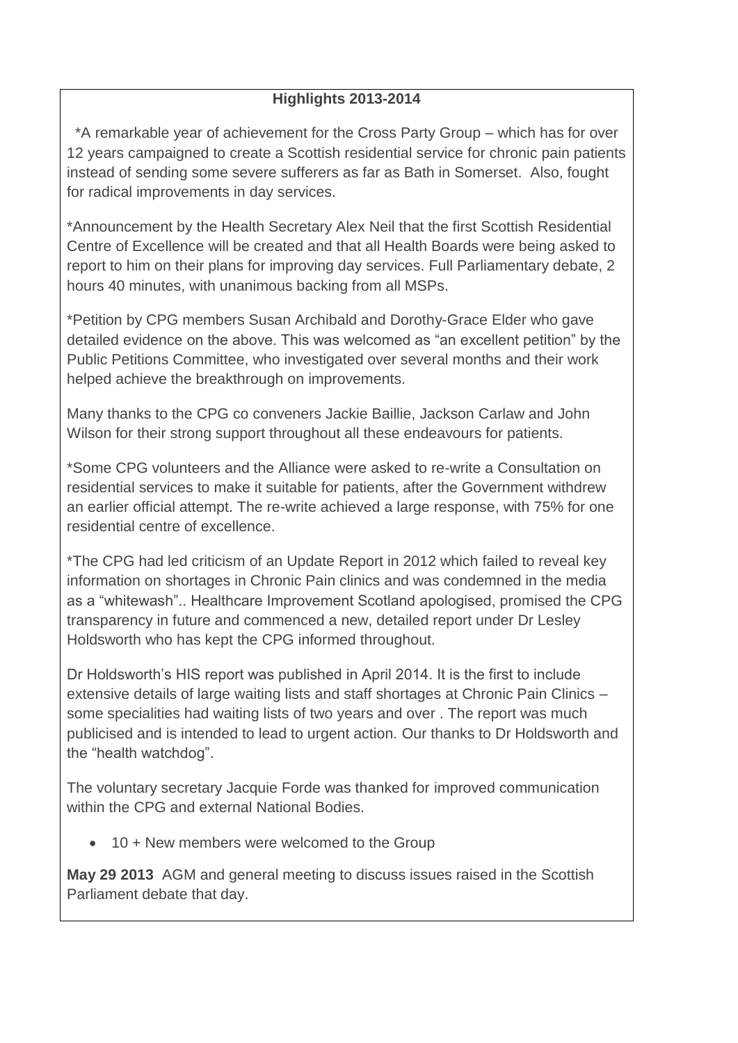**Highlights 2013-2014**

*A remarkable year of achievement for the Cross Party Group – which has for over 12 years campaigned to create a Scottish residential service for chronic pain patients instead of sending some severe sufferers as far as Bath in Somerset. Also, fought for radical improvements in day services.

*Announcement by the Health Secretary Alex Neil that the first Scottish Residential Centre of Excellence will be created and that all Health Boards were being asked to report to him on their plans for improving day services. Full Parliamentary debate, 2 hours 40 minutes, with unanimous backing from all MSPs.

*Petition by CPG members Susan Archibald and Dorothy-Grace Elder who gave detailed evidence on the above. This was welcomed as "an excellent petition" by the Public Petitions Committee, who investigated over several months and their work helped achieve the breakthrough on improvements.

Many thanks to the CPG co conveners Jackie Baillie, Jackson Carlaw and John Wilson for their strong support throughout all these endeavours for patients.

*Some CPG volunteers and the Alliance were asked to re-write a Consultation on residential services to make it suitable for patients, after the Government withdrew an earlier official attempt. The re-write achieved a large response, with 75% for one residential centre of excellence.

*The CPG had led criticism of an Update Report in 2012 which failed to reveal key information on shortages in Chronic Pain clinics and was condemned in the media as a "whitewash".. Healthcare Improvement Scotland apologised, promised the CPG transparency in future and commenced a new, detailed report under Dr Lesley Holdsworth who has kept the CPG informed throughout.

Dr Holdsworth's HIS report was published in April 2014. It is the first to include extensive details of large waiting lists and staff shortages at Chronic Pain Clinics – some specialities had waiting lists of two years and over . The report was much publicised and is intended to lead to urgent action. Our thanks to Dr Holdsworth and the "health watchdog".

The voluntary secretary Jacquie Forde was thanked for improved communication within the CPG and external National Bodies.

- 10 + New members were welcomed to the Group

**May 29 2013** AGM and general meeting to discuss issues raised in the Scottish Parliament debate that day.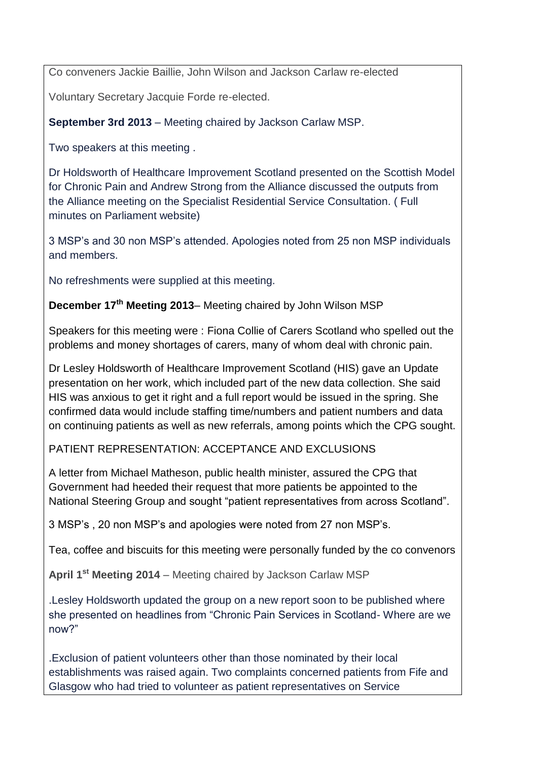Co conveners Jackie Baillie, John Wilson and Jackson Carlaw re-elected

Voluntary Secretary Jacquie Forde re-elected.

**September 3rd 2013** – Meeting chaired by Jackson Carlaw MSP.

Two speakers at this meeting .

Dr Holdsworth of Healthcare Improvement Scotland presented on the Scottish Model for Chronic Pain and Andrew Strong from the Alliance discussed the outputs from the Alliance meeting on the Specialist Residential Service Consultation. ( Full minutes on Parliament website)

3 MSP's and 30 non MSP's attended. Apologies noted from 25 non MSP individuals and members.

No refreshments were supplied at this meeting.

**December 17th Meeting 2013**– Meeting chaired by John Wilson MSP

Speakers for this meeting were : Fiona Collie of Carers Scotland who spelled out the problems and money shortages of carers, many of whom deal with chronic pain.

Dr Lesley Holdsworth of Healthcare Improvement Scotland (HIS) gave an Update presentation on her work, which included part of the new data collection. She said HIS was anxious to get it right and a full report would be issued in the spring. She confirmed data would include staffing time/numbers and patient numbers and data on continuing patients as well as new referrals, among points which the CPG sought.

PATIENT REPRESENTATION: ACCEPTANCE AND EXCLUSIONS

A letter from Michael Matheson, public health minister, assured the CPG that Government had heeded their request that more patients be appointed to the National Steering Group and sought "patient representatives from across Scotland".

3 MSP's , 20 non MSP's and apologies were noted from 27 non MSP's.

Tea, coffee and biscuits for this meeting were personally funded by the co convenors

**April 1st Meeting 2014** – Meeting chaired by Jackson Carlaw MSP

.Lesley Holdsworth updated the group on a new report soon to be published where she presented on headlines from "Chronic Pain Services in Scotland- Where are we now?"

.Exclusion of patient volunteers other than those nominated by their local establishments was raised again. Two complaints concerned patients from Fife and Glasgow who had tried to volunteer as patient representatives on Service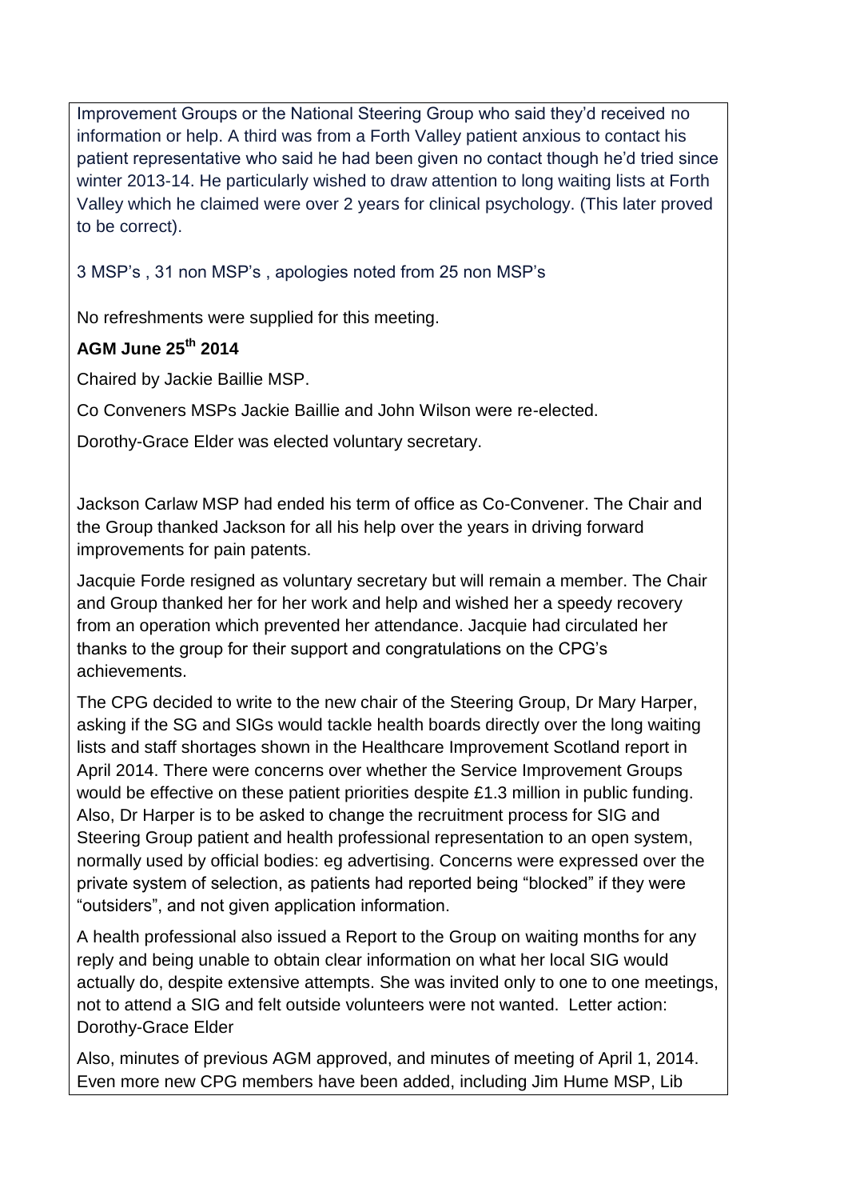Improvement Groups or the National Steering Group who said they'd received no information or help. A third was from a Forth Valley patient anxious to contact his patient representative who said he had been given no contact though he'd tried since winter 2013-14. He particularly wished to draw attention to long waiting lists at Forth Valley which he claimed were over 2 years for clinical psychology. (This later proved to be correct).

3 MSP's , 31 non MSP's , apologies noted from 25 non MSP's

No refreshments were supplied for this meeting.

**AGM June 25th 2014**

Chaired by Jackie Baillie MSP.

Co Conveners MSPs Jackie Baillie and John Wilson were re-elected.

Dorothy-Grace Elder was elected voluntary secretary.

Jackson Carlaw MSP had ended his term of office as Co-Convener. The Chair and the Group thanked Jackson for all his help over the years in driving forward improvements for pain patents.

Jacquie Forde resigned as voluntary secretary but will remain a member. The Chair and Group thanked her for her work and help and wished her a speedy recovery from an operation which prevented her attendance. Jacquie had circulated her thanks to the group for their support and congratulations on the CPG's achievements.

The CPG decided to write to the new chair of the Steering Group, Dr Mary Harper, asking if the SG and SIGs would tackle health boards directly over the long waiting lists and staff shortages shown in the Healthcare Improvement Scotland report in April 2014. There were concerns over whether the Service Improvement Groups would be effective on these patient priorities despite £1.3 million in public funding. Also, Dr Harper is to be asked to change the recruitment process for SIG and Steering Group patient and health professional representation to an open system, normally used by official bodies: eg advertising. Concerns were expressed over the private system of selection, as patients had reported being "blocked" if they were "outsiders", and not given application information.

A health professional also issued a Report to the Group on waiting months for any reply and being unable to obtain clear information on what her local SIG would actually do, despite extensive attempts. She was invited only to one to one meetings, not to attend a SIG and felt outside volunteers were not wanted. Letter action: Dorothy-Grace Elder

Also, minutes of previous AGM approved, and minutes of meeting of April 1, 2014. Even more new CPG members have been added, including Jim Hume MSP, Lib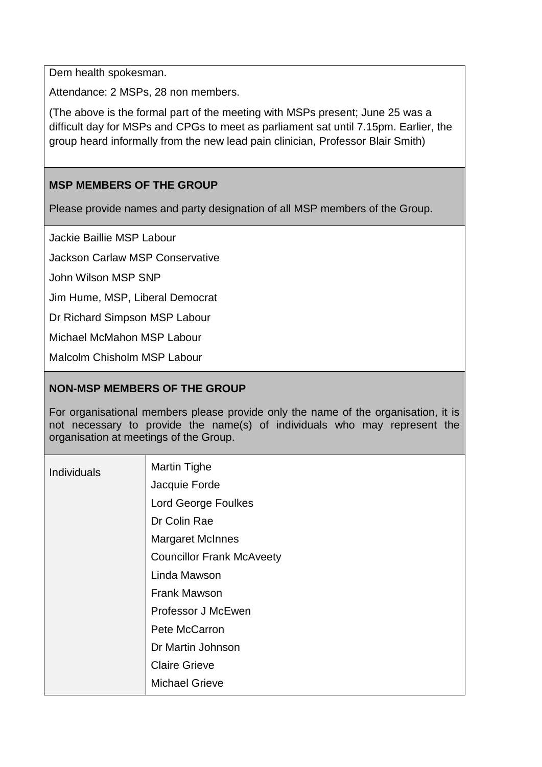Dem health spokesman.

Attendance: 2 MSPs, 28 non members.

(The above is the formal part of the meeting with MSPs present; June 25 was a difficult day for MSPs and CPGs to meet as parliament sat until 7.15pm. Earlier, the group heard informally from the new lead pain clinician, Professor Blair Smith)

**MSP MEMBERS OF THE GROUP**

Please provide names and party designation of all MSP members of the Group.

Jackie Baillie MSP Labour

Jackson Carlaw MSP Conservative

John Wilson MSP SNP

Jim Hume, MSP, Liberal Democrat

Dr Richard Simpson MSP Labour

Michael McMahon MSP Labour

Malcolm Chisholm MSP Labour

**NON-MSP MEMBERS OF THE GROUP**

For organisational members please provide only the name of the organisation, it is not necessary to provide the name(s) of individuals who may represent the organisation at meetings of the Group.

| Individuals | Martin Tighe<br>Jacquie Forde<br>Lord George Foulkes<br>Dr Colin Rae<br>Margaret McInnes<br>Councillor Frank McAveety<br>Linda Mawson<br>Frank Mawson<br>Professor J McEwen<br>Pete McCarron<br>Dr Martin Johnson<br>Claire Grieve<br>Michael Grieve |
|---|---|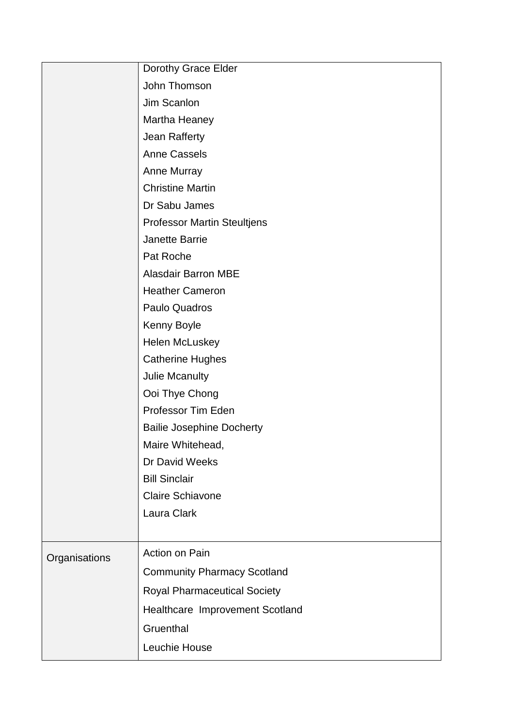|  |  |
|---|---|
|  | Dorothy Grace Elder<br>John Thomson<br>Jim Scanlon<br>Martha Heaney<br>Jean Rafferty<br>Anne Cassels<br>Anne Murray<br>Christine Martin<br>Dr Sabu James<br>Professor Martin Steultjens<br>Janette Barrie<br>Pat Roche<br>Alasdair Barron MBE<br>Heather Cameron<br>Paulo Quadros<br>Kenny Boyle<br>Helen McLuskey<br>Catherine Hughes<br>Julie Mcanulty<br>Ooi Thye Chong<br>Professor Tim Eden<br>Bailie Josephine Docherty<br>Maire Whitehead,<br>Dr David Weeks<br>Bill Sinclair<br>Claire Schiavone<br>Laura Clark |
| Organisations | Action on Pain<br>Community Pharmacy Scotland<br>Royal Pharmaceutical Society<br>Healthcare  Improvement Scotland<br>Gruenthal<br>Leuchie House |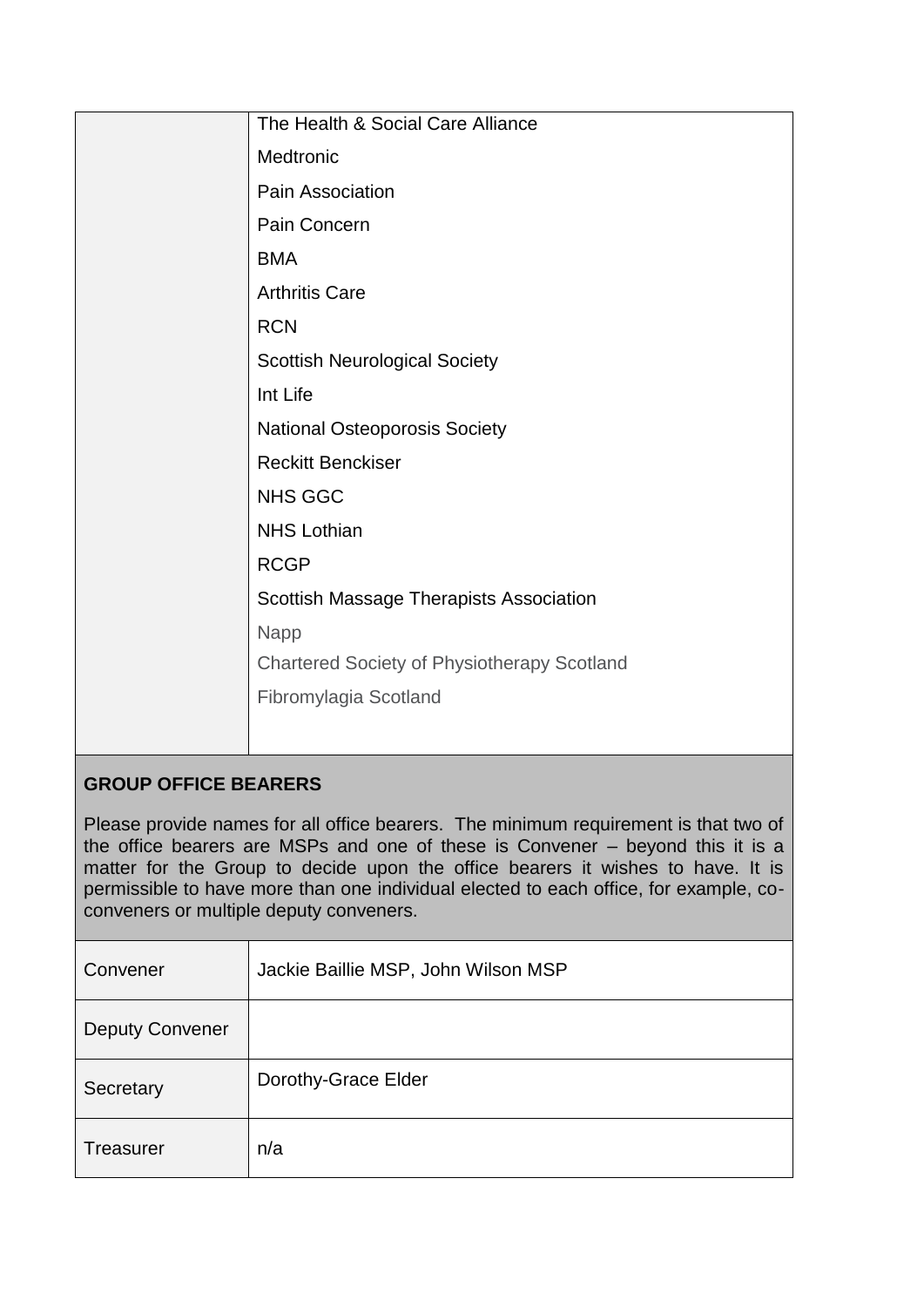| | |
|---|---|
| | The Health & Social Care Alliance<br>Medtronic<br>Pain Association<br>Pain Concern<br>BMA<br>Arthritis Care<br>RCN<br>Scottish Neurological Society<br>Int Life<br>National Osteoporosis Society<br>Reckitt Benckiser<br>NHS GGC<br>NHS Lothian<br>RCGP<br>Scottish Massage Therapists Association<br>Napp<br>Chartered Society of Physiotherapy Scotland<br>Fibromylagia Scotland |

**GROUP OFFICE BEARERS**

Please provide names for all office bearers. The minimum requirement is that two of the office bearers are MSPs and one of these is Convener – beyond this it is a matter for the Group to decide upon the office bearers it wishes to have. It is permissible to have more than one individual elected to each office, for example, co-conveners or multiple deputy conveners.

| | |
|---|---|
| Convener | Jackie Baillie MSP, John Wilson MSP |
| Deputy Convener | |
| Secretary | Dorothy-Grace Elder |
| Treasurer | n/a |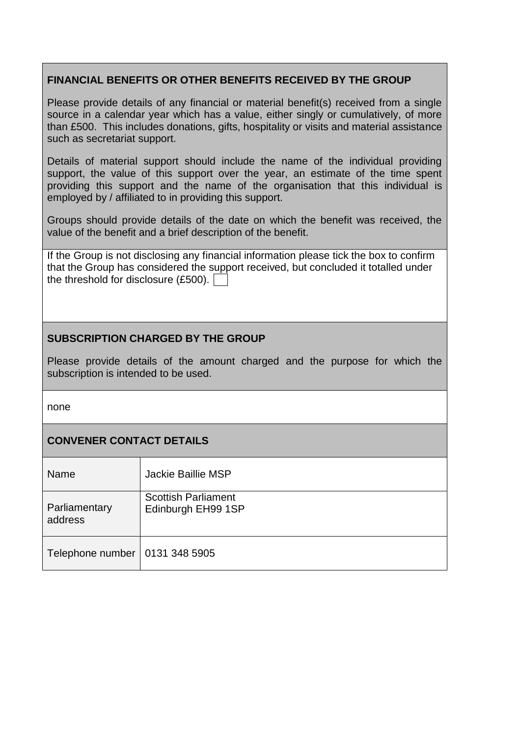## FINANCIAL BENEFITS OR OTHER BENEFITS RECEIVED BY THE GROUP

Please provide details of any financial or material benefit(s) received from a single source in a calendar year which has a value, either singly or cumulatively, of more than £500. This includes donations, gifts, hospitality or visits and material assistance such as secretariat support.

Details of material support should include the name of the individual providing support, the value of this support over the year, an estimate of the time spent providing this support and the name of the organisation that this individual is employed by / affiliated to in providing this support.

Groups should provide details of the date on which the benefit was received, the value of the benefit and a brief description of the benefit.

If the Group is not disclosing any financial information please tick the box to confirm that the Group has considered the support received, but concluded it totalled under the threshold for disclosure (£500). ☐

## SUBSCRIPTION CHARGED BY THE GROUP

Please provide details of the amount charged and the purpose for which the subscription is intended to be used.

none

## CONVENER CONTACT DETAILS

| | |
|---|---|
| Name | Jackie Baillie MSP |
| Parliamentary address | Scottish Parliament<br>Edinburgh EH99 1SP |
| Telephone number | 0131 348 5905 |